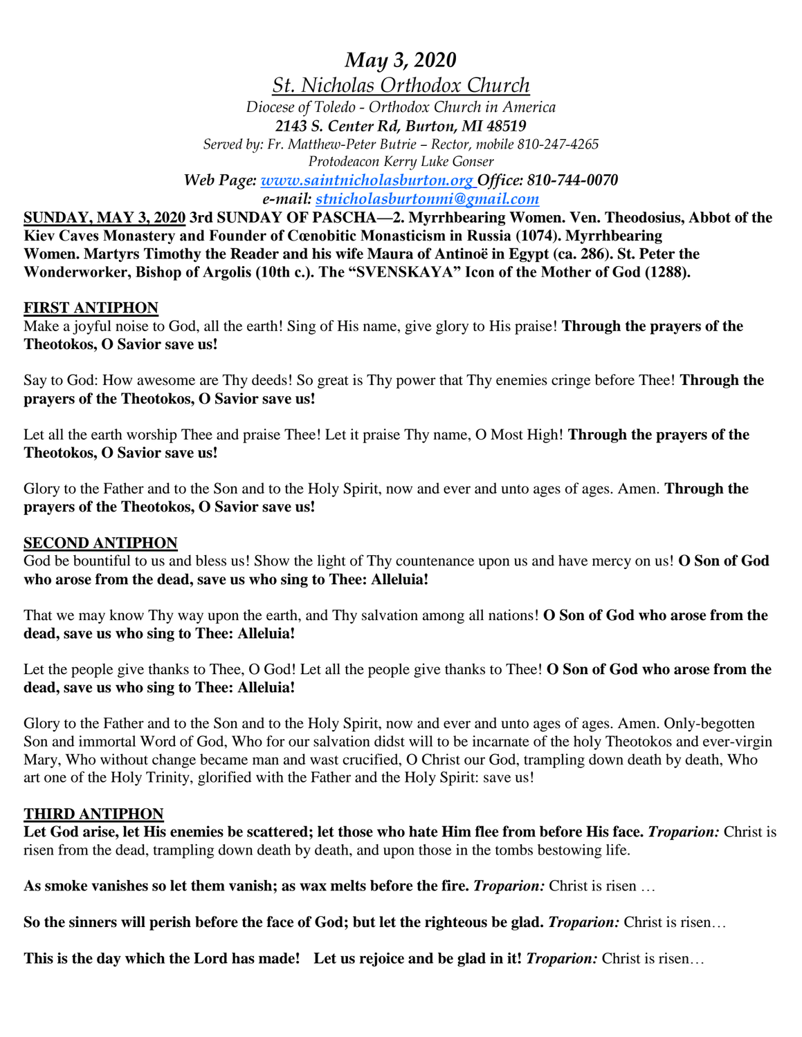# *May 3, 2020*

## St. Nicholas Orthodox Church

*Diocese of Toledo - Orthodox Church in America*

***2143 S. Center Rd, Burton, MI 48519***

*Served by: Fr. Matthew-Peter Butrie – Rector, mobile 810-247-4265*

*Protodeacon Kerry Luke Gonser*

***Web Page: www.saintnicholasburton.org Office: 810-744-0070***

***e-mail: stnicholasburtonmi@gmail.com***

**SUNDAY, MAY 3, 2020 3rd SUNDAY OF PASCHA—2. Myrrhbearing Women. Ven. Theodosius, Abbot of the Kiev Caves Monastery and Founder of Cœnobitic Monasticism in Russia (1074). Myrrhbearing Women. Martyrs Timothy the Reader and his wife Maura of Antinoë in Egypt (ca. 286). St. Peter the Wonderworker, Bishop of Argolis (10th c.). The "SVENSKAYA" Icon of the Mother of God (1288).**

**FIRST ANTIPHON**

Make a joyful noise to God, all the earth! Sing of His name, give glory to His praise! **Through the prayers of the Theotokos, O Savior save us!**

Say to God: How awesome are Thy deeds! So great is Thy power that Thy enemies cringe before Thee! **Through the prayers of the Theotokos, O Savior save us!**

Let all the earth worship Thee and praise Thee! Let it praise Thy name, O Most High! **Through the prayers of the Theotokos, O Savior save us!**

Glory to the Father and to the Son and to the Holy Spirit, now and ever and unto ages of ages. Amen. **Through the prayers of the Theotokos, O Savior save us!**

**SECOND ANTIPHON**

God be bountiful to us and bless us! Show the light of Thy countenance upon us and have mercy on us! **O Son of God who arose from the dead, save us who sing to Thee: Alleluia!**

That we may know Thy way upon the earth, and Thy salvation among all nations! **O Son of God who arose from the dead, save us who sing to Thee: Alleluia!**

Let the people give thanks to Thee, O God! Let all the people give thanks to Thee! **O Son of God who arose from the dead, save us who sing to Thee: Alleluia!**

Glory to the Father and to the Son and to the Holy Spirit, now and ever and unto ages of ages. Amen. Only-begotten Son and immortal Word of God, Who for our salvation didst will to be incarnate of the holy Theotokos and ever-virgin Mary, Who without change became man and wast crucified, O Christ our God, trampling down death by death, Who art one of the Holy Trinity, glorified with the Father and the Holy Spirit: save us!

**THIRD ANTIPHON**

**Let God arise, let His enemies be scattered; let those who hate Him flee from before His face.** ***Troparion:*** Christ is risen from the dead, trampling down death by death, and upon those in the tombs bestowing life.

**As smoke vanishes so let them vanish; as wax melts before the fire.** ***Troparion:*** Christ is risen …

**So the sinners will perish before the face of God; but let the righteous be glad.** ***Troparion:*** Christ is risen…

**This is the day which the Lord has made! Let us rejoice and be glad in it!** ***Troparion:*** Christ is risen…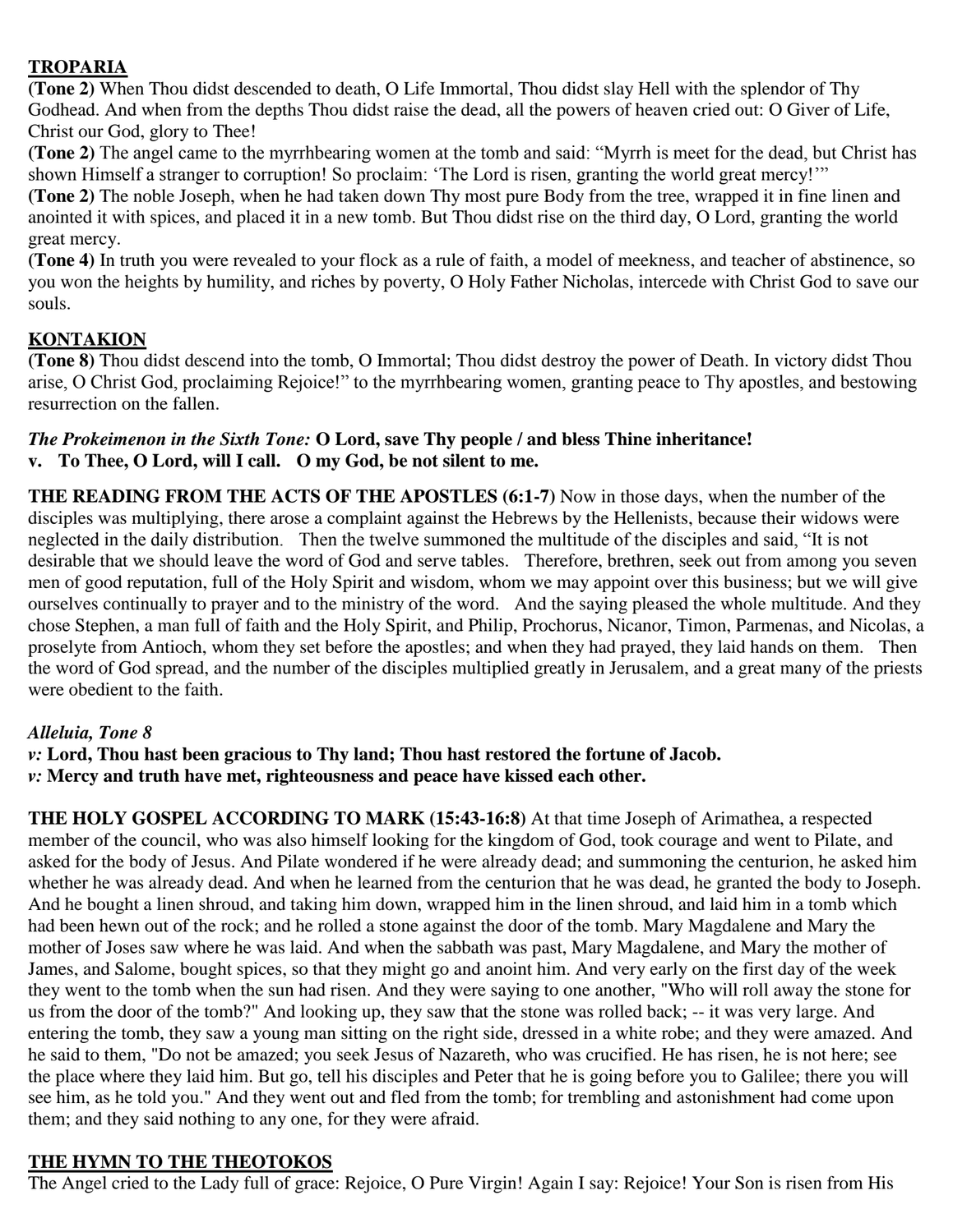**TROPARIA**

**(Tone 2)** When Thou didst descended to death, O Life Immortal, Thou didst slay Hell with the splendor of Thy Godhead. And when from the depths Thou didst raise the dead, all the powers of heaven cried out: O Giver of Life, Christ our God, glory to Thee!

**(Tone 2)** The angel came to the myrrhbearing women at the tomb and said: "Myrrh is meet for the dead, but Christ has shown Himself a stranger to corruption! So proclaim: 'The Lord is risen, granting the world great mercy!'"

**(Tone 2)** The noble Joseph, when he had taken down Thy most pure Body from the tree, wrapped it in fine linen and anointed it with spices, and placed it in a new tomb. But Thou didst rise on the third day, O Lord, granting the world great mercy.

**(Tone 4)** In truth you were revealed to your flock as a rule of faith, a model of meekness, and teacher of abstinence, so you won the heights by humility, and riches by poverty, O Holy Father Nicholas, intercede with Christ God to save our souls.

**KONTAKION**

**(Tone 8)** Thou didst descend into the tomb, O Immortal; Thou didst destroy the power of Death. In victory didst Thou arise, O Christ God, proclaiming Rejoice!" to the myrrhbearing women, granting peace to Thy apostles, and bestowing resurrection on the fallen.

*The Prokeimenon in the Sixth Tone:* **O Lord, save Thy people / and bless Thine inheritance!**
**v. To Thee, O Lord, will I call. O my God, be not silent to me.**

**THE READING FROM THE ACTS OF THE APOSTLES (6:1-7)** Now in those days, when the number of the disciples was multiplying, there arose a complaint against the Hebrews by the Hellenists, because their widows were neglected in the daily distribution. Then the twelve summoned the multitude of the disciples and said, "It is not desirable that we should leave the word of God and serve tables. Therefore, brethren, seek out from among you seven men of good reputation, full of the Holy Spirit and wisdom, whom we may appoint over this business; but we will give ourselves continually to prayer and to the ministry of the word. And the saying pleased the whole multitude. And they chose Stephen, a man full of faith and the Holy Spirit, and Philip, Prochorus, Nicanor, Timon, Parmenas, and Nicolas, a proselyte from Antioch, whom they set before the apostles; and when they had prayed, they laid hands on them. Then the word of God spread, and the number of the disciples multiplied greatly in Jerusalem, and a great many of the priests were obedient to the faith.

***Alleluia, Tone 8***
***v:* Lord, Thou hast been gracious to Thy land; Thou hast restored the fortune of Jacob.**
***v:* Mercy and truth have met, righteousness and peace have kissed each other.**

**THE HOLY GOSPEL ACCORDING TO MARK (15:43-16:8)** At that time Joseph of Arimathea, a respected member of the council, who was also himself looking for the kingdom of God, took courage and went to Pilate, and asked for the body of Jesus. And Pilate wondered if he were already dead; and summoning the centurion, he asked him whether he was already dead. And when he learned from the centurion that he was dead, he granted the body to Joseph. And he bought a linen shroud, and taking him down, wrapped him in the linen shroud, and laid him in a tomb which had been hewn out of the rock; and he rolled a stone against the door of the tomb. Mary Magdalene and Mary the mother of Joses saw where he was laid. And when the sabbath was past, Mary Magdalene, and Mary the mother of James, and Salome, bought spices, so that they might go and anoint him. And very early on the first day of the week they went to the tomb when the sun had risen. And they were saying to one another, "Who will roll away the stone for us from the door of the tomb?" And looking up, they saw that the stone was rolled back; -- it was very large. And entering the tomb, they saw a young man sitting on the right side, dressed in a white robe; and they were amazed. And he said to them, "Do not be amazed; you seek Jesus of Nazareth, who was crucified. He has risen, he is not here; see the place where they laid him. But go, tell his disciples and Peter that he is going before you to Galilee; there you will see him, as he told you." And they went out and fled from the tomb; for trembling and astonishment had come upon them; and they said nothing to any one, for they were afraid.

**THE HYMN TO THE THEOTOKOS**

The Angel cried to the Lady full of grace: Rejoice, O Pure Virgin! Again I say: Rejoice! Your Son is risen from His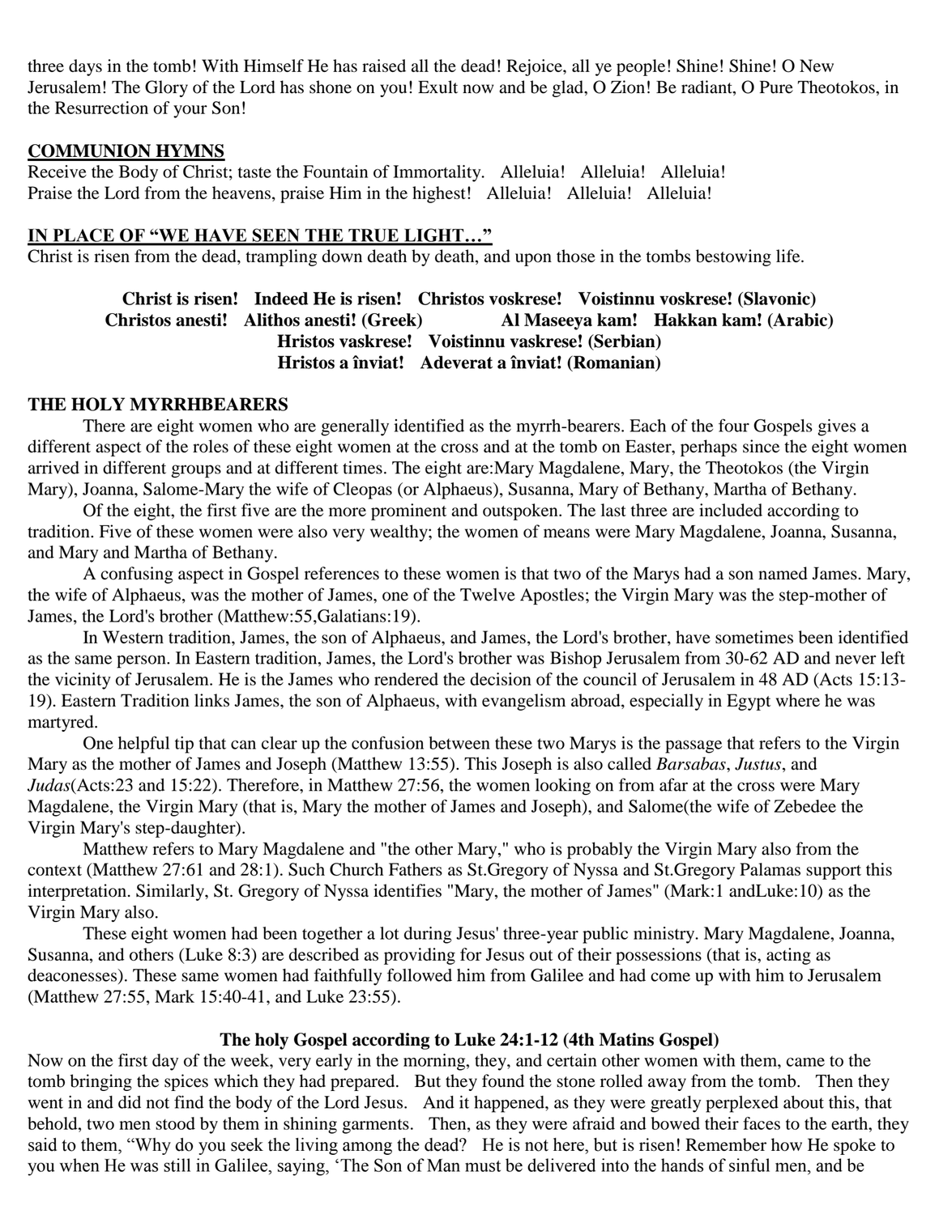three days in the tomb! With Himself He has raised all the dead! Rejoice, all ye people! Shine! Shine! O New Jerusalem! The Glory of the Lord has shone on you! Exult now and be glad, O Zion! Be radiant, O Pure Theotokos, in the Resurrection of your Son!

**COMMUNION HYMNS**

Receive the Body of Christ; taste the Fountain of Immortality. Alleluia! Alleluia! Alleluia!
Praise the Lord from the heavens, praise Him in the highest! Alleluia! Alleluia! Alleluia!

**IN PLACE OF "WE HAVE SEEN THE TRUE LIGHT…"**

Christ is risen from the dead, trampling down death by death, and upon those in the tombs bestowing life.

**Christ is risen! Indeed He is risen! Christos voskrese! Voistinnu voskrese! (Slavonic)**
**Christos anesti! Alithos anesti! (Greek) Al Maseeya kam! Hakkan kam! (Arabic)**
**Hristos vaskrese! Voistinnu vaskrese! (Serbian)**
**Hristos a înviat! Adeverat a înviat! (Romanian)**

## THE HOLY MYRRHBEARERS

There are eight women who are generally identified as the myrrh-bearers. Each of the four Gospels gives a different aspect of the roles of these eight women at the cross and at the tomb on Easter, perhaps since the eight women arrived in different groups and at different times. The eight are:Mary Magdalene, Mary, the Theotokos (the Virgin Mary), Joanna, Salome-Mary the wife of Cleopas (or Alphaeus), Susanna, Mary of Bethany, Martha of Bethany.

Of the eight, the first five are the more prominent and outspoken. The last three are included according to tradition. Five of these women were also very wealthy; the women of means were Mary Magdalene, Joanna, Susanna, and Mary and Martha of Bethany.

A confusing aspect in Gospel references to these women is that two of the Marys had a son named James. Mary, the wife of Alphaeus, was the mother of James, one of the Twelve Apostles; the Virgin Mary was the step-mother of James, the Lord's brother (Matthew:55,Galatians:19).

In Western tradition, James, the son of Alphaeus, and James, the Lord's brother, have sometimes been identified as the same person. In Eastern tradition, James, the Lord's brother was Bishop Jerusalem from 30-62 AD and never left the vicinity of Jerusalem. He is the James who rendered the decision of the council of Jerusalem in 48 AD (Acts 15:13-19). Eastern Tradition links James, the son of Alphaeus, with evangelism abroad, especially in Egypt where he was martyred.

One helpful tip that can clear up the confusion between these two Marys is the passage that refers to the Virgin Mary as the mother of James and Joseph (Matthew 13:55). This Joseph is also called *Barsabas*, *Justus*, and *Judas*(Acts:23 and 15:22). Therefore, in Matthew 27:56, the women looking on from afar at the cross were Mary Magdalene, the Virgin Mary (that is, Mary the mother of James and Joseph), and Salome(the wife of Zebedee the Virgin Mary's step-daughter).

Matthew refers to Mary Magdalene and "the other Mary," who is probably the Virgin Mary also from the context (Matthew 27:61 and 28:1). Such Church Fathers as St.Gregory of Nyssa and St.Gregory Palamas support this interpretation. Similarly, St. Gregory of Nyssa identifies "Mary, the mother of James" (Mark:1 andLuke:10) as the Virgin Mary also.

These eight women had been together a lot during Jesus' three-year public ministry. Mary Magdalene, Joanna, Susanna, and others (Luke 8:3) are described as providing for Jesus out of their possessions (that is, acting as deaconesses). These same women had faithfully followed him from Galilee and had come up with him to Jerusalem (Matthew 27:55, Mark 15:40-41, and Luke 23:55).

**The holy Gospel according to Luke 24:1-12 (4th Matins Gospel)**

Now on the first day of the week, very early in the morning, they, and certain other women with them, came to the tomb bringing the spices which they had prepared. But they found the stone rolled away from the tomb. Then they went in and did not find the body of the Lord Jesus. And it happened, as they were greatly perplexed about this, that behold, two men stood by them in shining garments. Then, as they were afraid and bowed their faces to the earth, they said to them, "Why do you seek the living among the dead? He is not here, but is risen! Remember how He spoke to you when He was still in Galilee, saying, 'The Son of Man must be delivered into the hands of sinful men, and be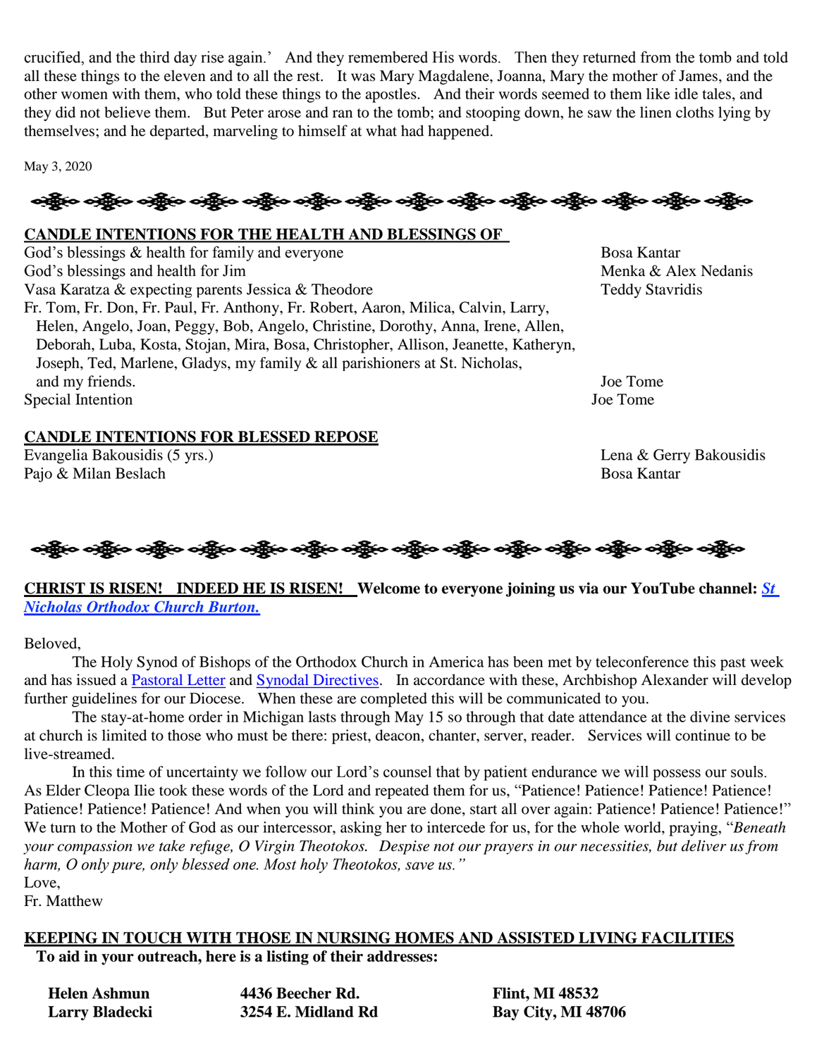crucified, and the third day rise again.' And they remembered His words. Then they returned from the tomb and told all these things to the eleven and to all the rest. It was Mary Magdalene, Joanna, Mary the mother of James, and the other women with them, who told these things to the apostles. And their words seemed to them like idle tales, and they did not believe them. But Peter arose and ran to the tomb; and stooping down, he saw the linen cloths lying by themselves; and he departed, marveling to himself at what had happened.

May 3, 2020

---

**<u>CANDLE INTENTIONS FOR THE HEALTH AND BLESSINGS OF</u>**

| | |
|---|---|
| God's blessings & health for family and everyone | Bosa Kantar |
| God's blessings and health for Jim | Menka & Alex Nedanis |
| Vasa Karatza & expecting parents Jessica & Theodore | Teddy Stavridis |
| Fr. Tom, Fr. Don, Fr. Paul, Fr. Anthony, Fr. Robert, Aaron, Milica, Calvin, Larry, Helen, Angelo, Joan, Peggy, Bob, Angelo, Christine, Dorothy, Anna, Irene, Allen, Deborah, Luba, Kosta, Stojan, Mira, Bosa, Christopher, Allison, Jeanette, Katheryn, Joseph, Ted, Marlene, Gladys, my family & all parishioners at St. Nicholas, and my friends. | Joe Tome |
| Special Intention | Joe Tome |

**<u>CANDLE INTENTIONS FOR BLESSED REPOSE</u>**

| | |
|---|---|
| Evangelia Bakousidis (5 yrs.) | Lena & Gerry Bakousidis |
| Pajo & Milan Beslach | Bosa Kantar |

---

**<u>CHRIST IS RISEN! INDEED HE IS RISEN!</u> Welcome to everyone joining us via our YouTube channel: *St Nicholas Orthodox Church Burton.***

Beloved,

The Holy Synod of Bishops of the Orthodox Church in America has been met by teleconference this past week and has issued a Pastoral Letter and Synodal Directives. In accordance with these, Archbishop Alexander will develop further guidelines for our Diocese. When these are completed this will be communicated to you.

The stay-at-home order in Michigan lasts through May 15 so through that date attendance at the divine services at church is limited to those who must be there: priest, deacon, chanter, server, reader. Services will continue to be live-streamed.

In this time of uncertainty we follow our Lord's counsel that by patient endurance we will possess our souls. As Elder Cleopa Ilie took these words of the Lord and repeated them for us, "Patience! Patience! Patience! Patience! Patience! Patience! Patience! And when you will think you are done, start all over again: Patience! Patience! Patience!" We turn to the Mother of God as our intercessor, asking her to intercede for us, for the whole world, praying, "*Beneath your compassion we take refuge, O Virgin Theotokos. Despise not our prayers in our necessities, but deliver us from harm, O only pure, only blessed one. Most holy Theotokos, save us."*

Love,
Fr. Matthew

**<u>KEEPING IN TOUCH WITH THOSE IN NURSING HOMES AND ASSISTED LIVING FACILITIES</u>**

**To aid in your outreach, here is a listing of their addresses:**

| | | |
|---|---|---|
| **Helen Ashmun** | **4436 Beecher Rd.** | **Flint, MI 48532** |
| **Larry Bladecki** | **3254 E. Midland Rd** | **Bay City, MI 48706** |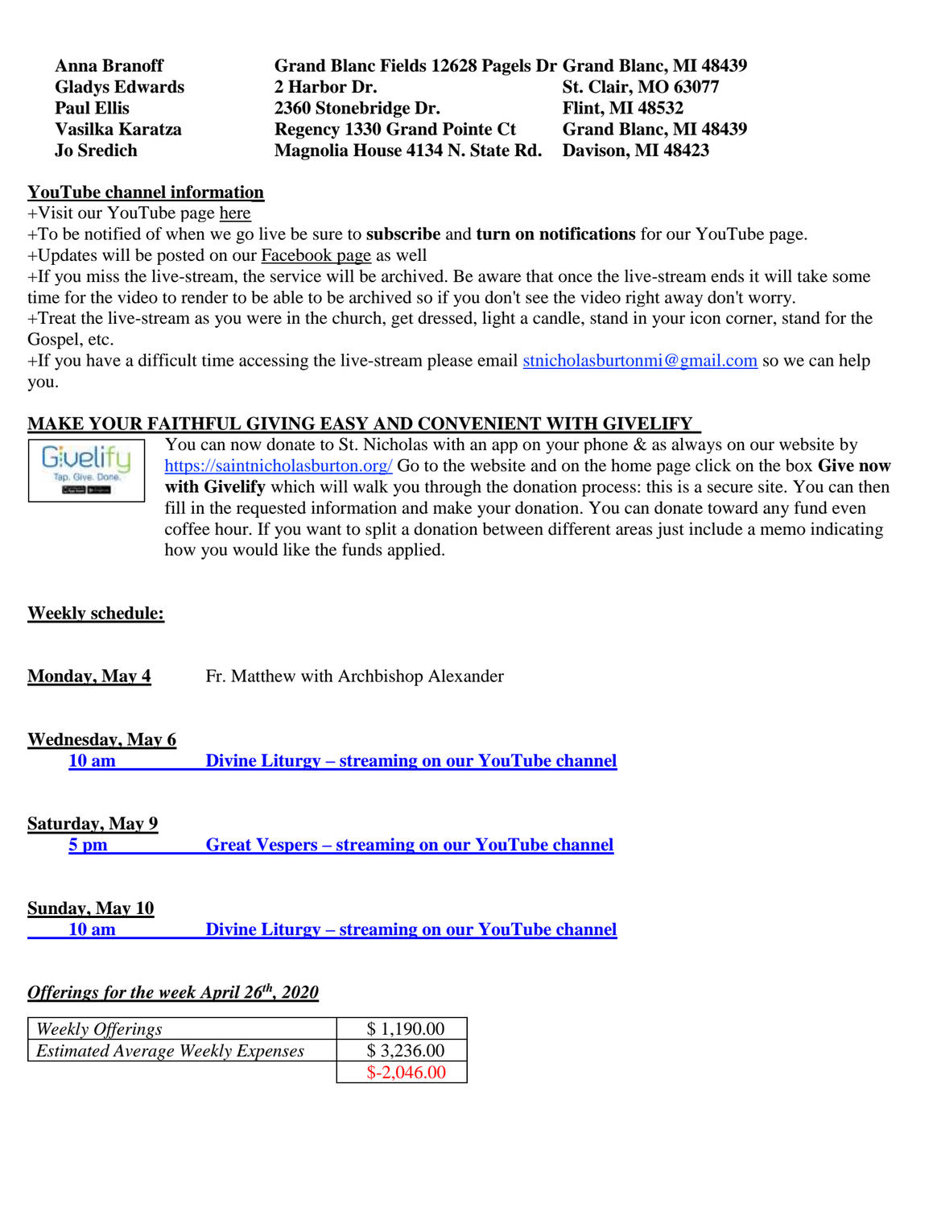| | | |
|---|---|---|
| **Anna Branoff** | **Grand Blanc Fields 12628 Pagels Dr** | **Grand Blanc, MI 48439** |
| **Gladys Edwards** | **2 Harbor Dr.** | **St. Clair, MO 63077** |
| **Paul Ellis** | **2360 Stonebridge Dr.** | **Flint, MI 48532** |
| **Vasilka Karatza** | **Regency 1330 Grand Pointe Ct** | **Grand Blanc, MI 48439** |
| **Jo Sredich** | **Magnolia House 4134 N. State Rd.** | **Davison, MI 48423** |

**YouTube channel information**

+Visit our YouTube page here

+To be notified of when we go live be sure to **subscribe** and **turn on notifications** for our YouTube page.

+Updates will be posted on our Facebook page as well

+If you miss the live-stream, the service will be archived. Be aware that once the live-stream ends it will take some time for the video to render to be able to be archived so if you don't see the video right away don't worry.

+Treat the live-stream as you were in the church, get dressed, light a candle, stand in your icon corner, stand for the Gospel, etc.

+If you have a difficult time accessing the live-stream please email stnicholasburtonmi@gmail.com so we can help you.

**MAKE YOUR FAITHFUL GIVING EASY AND CONVENIENT WITH GIVELIFY**

Givelify Tap. Give. Done.

You can now donate to St. Nicholas with an app on your phone & as always on our website by https://saintnicholasburton.org/ Go to the website and on the home page click on the box **Give now with Givelify** which will walk you through the donation process: this is a secure site. You can then fill in the requested information and make your donation. You can donate toward any fund even coffee hour. If you want to split a donation between different areas just include a memo indicating how you would like the funds applied.

**Weekly schedule:**

**Monday, May 4** Fr. Matthew with Archbishop Alexander

**Wednesday, May 6**
**10 am** **Divine Liturgy – streaming on our YouTube channel**

**Saturday, May 9**
**5 pm** **Great Vespers – streaming on our YouTube channel**

**Sunday, May 10**
**10 am** **Divine Liturgy – streaming on our YouTube channel**

***Offerings for the week April 26th, 2020***

| | |
|---|---|
| *Weekly Offerings* | $ 1,190.00 |
| *Estimated Average Weekly Expenses* | $ 3,236.00 |
| | $-2,046.00 |